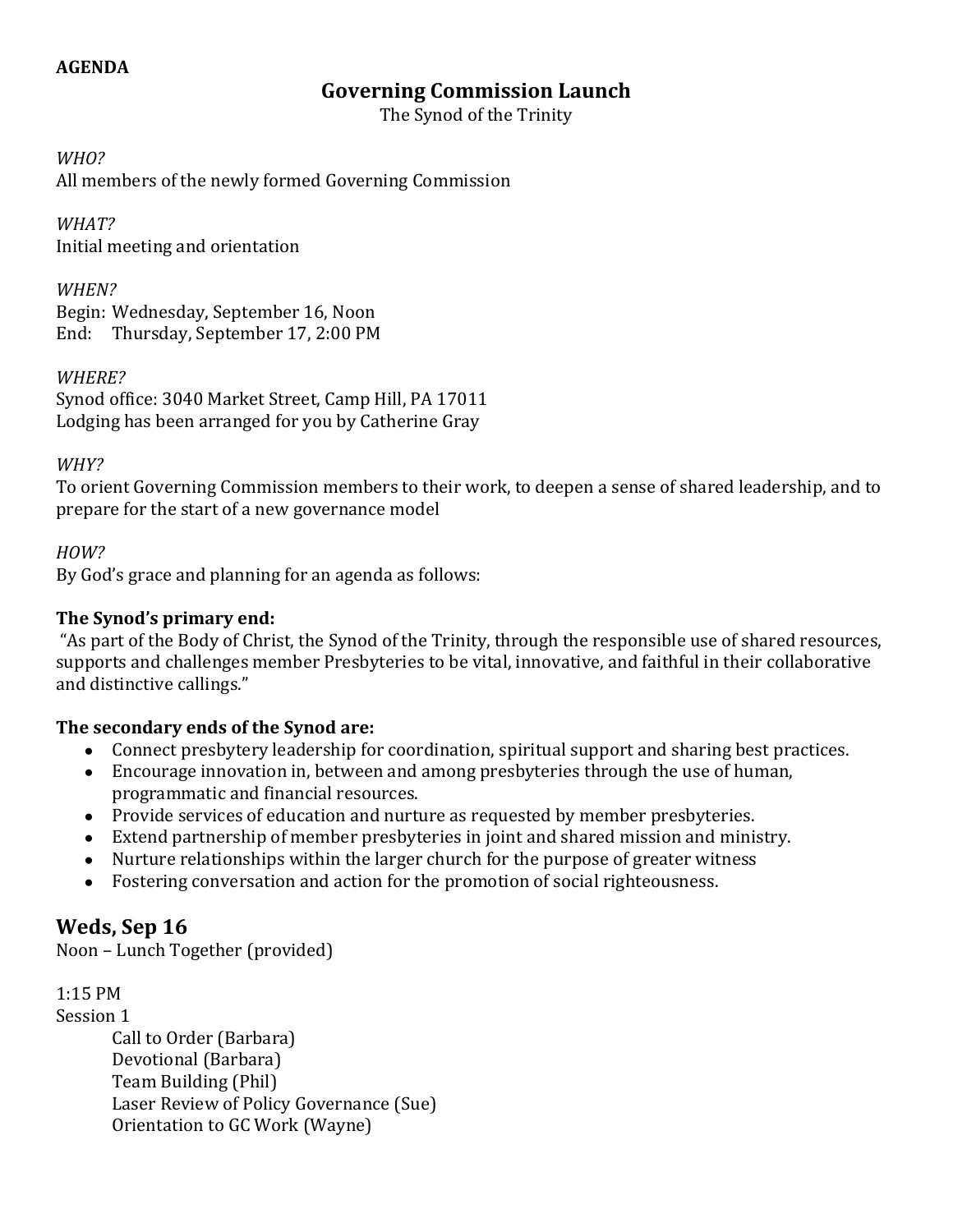**AGENDA**

# Governing Commission Launch

The Synod of the Trinity

*WHO?*
All members of the newly formed Governing Commission

*WHAT?*
Initial meeting and orientation

*WHEN?*
Begin: Wednesday, September 16, Noon
End: Thursday, September 17, 2:00 PM

*WHERE?*
Synod office: 3040 Market Street, Camp Hill, PA 17011
Lodging has been arranged for you by Catherine Gray

*WHY?*
To orient Governing Commission members to their work, to deepen a sense of shared leadership, and to prepare for the start of a new governance model

*HOW?*
By God's grace and planning for an agenda as follows:

**The Synod's primary end:**
"As part of the Body of Christ, the Synod of the Trinity, through the responsible use of shared resources, supports and challenges member Presbyteries to be vital, innovative, and faithful in their collaborative and distinctive callings."

**The secondary ends of the Synod are:**

- Connect presbytery leadership for coordination, spiritual support and sharing best practices.
- Encourage innovation in, between and among presbyteries through the use of human, programmatic and financial resources.
- Provide services of education and nurture as requested by member presbyteries.
- Extend partnership of member presbyteries in joint and shared mission and ministry.
- Nurture relationships within the larger church for the purpose of greater witness
- Fostering conversation and action for the promotion of social righteousness.

## Weds, Sep 16

Noon – Lunch Together (provided)

1:15 PM
Session 1

- Call to Order (Barbara)
- Devotional (Barbara)
- Team Building (Phil)
- Laser Review of Policy Governance (Sue)
- Orientation to GC Work (Wayne)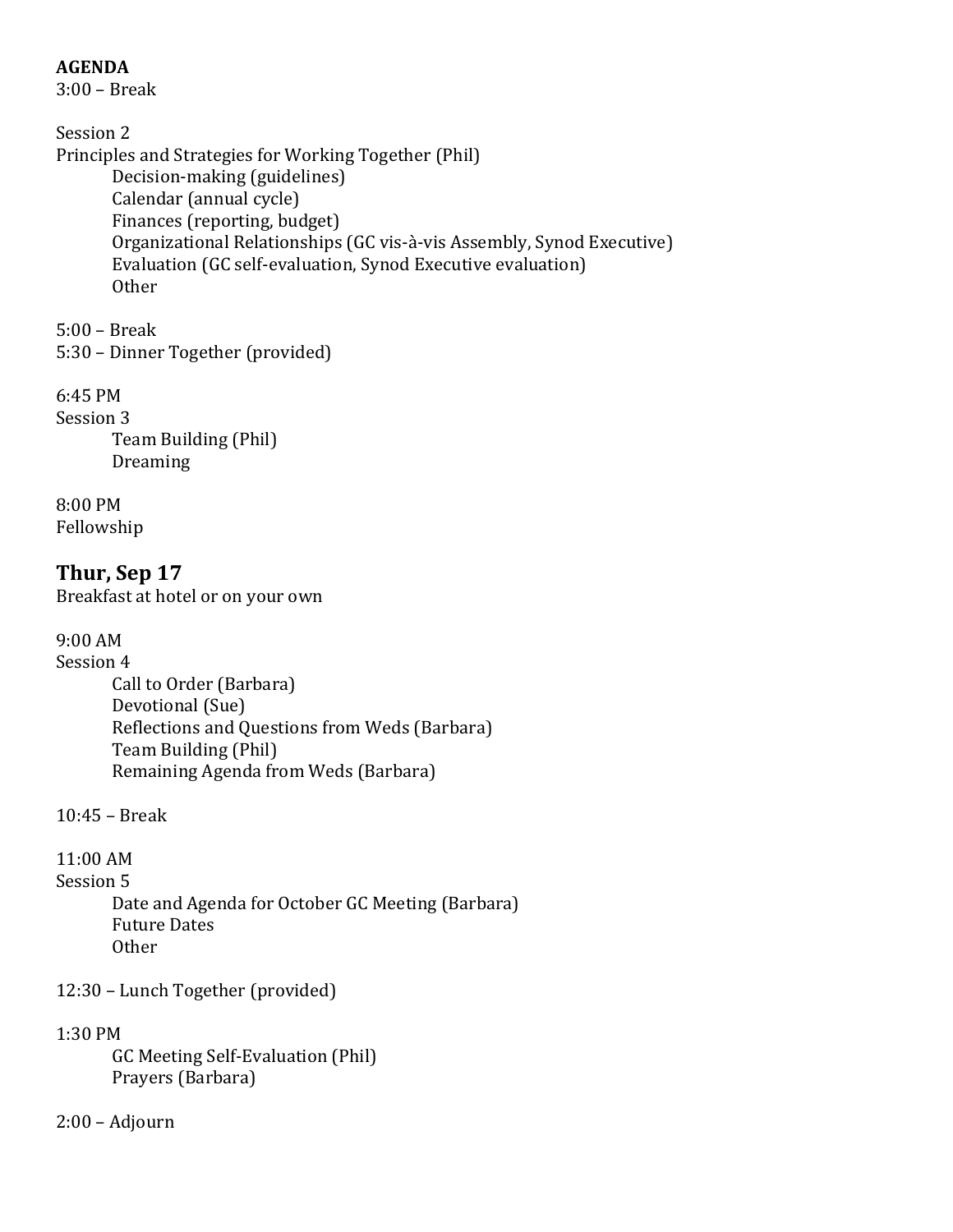**AGENDA**

3:00 – Break

Session 2

Principles and Strategies for Working Together (Phil)

- Decision-making (guidelines)
- Calendar (annual cycle)
- Finances (reporting, budget)
- Organizational Relationships (GC vis-à-vis Assembly, Synod Executive)
- Evaluation (GC self-evaluation, Synod Executive evaluation)
- Other

5:00 – Break

5:30 – Dinner Together (provided)

6:45 PM

Session 3

- Team Building (Phil)
- Dreaming

8:00 PM

Fellowship

## Thur, Sep 17

Breakfast at hotel or on your own

9:00 AM

Session 4

- Call to Order (Barbara)
- Devotional (Sue)
- Reflections and Questions from Weds (Barbara)
- Team Building (Phil)
- Remaining Agenda from Weds (Barbara)

10:45 – Break

11:00 AM

Session 5

- Date and Agenda for October GC Meeting (Barbara)
- Future Dates
- Other

12:30 – Lunch Together (provided)

1:30 PM

- GC Meeting Self-Evaluation (Phil)
- Prayers (Barbara)

2:00 – Adjourn